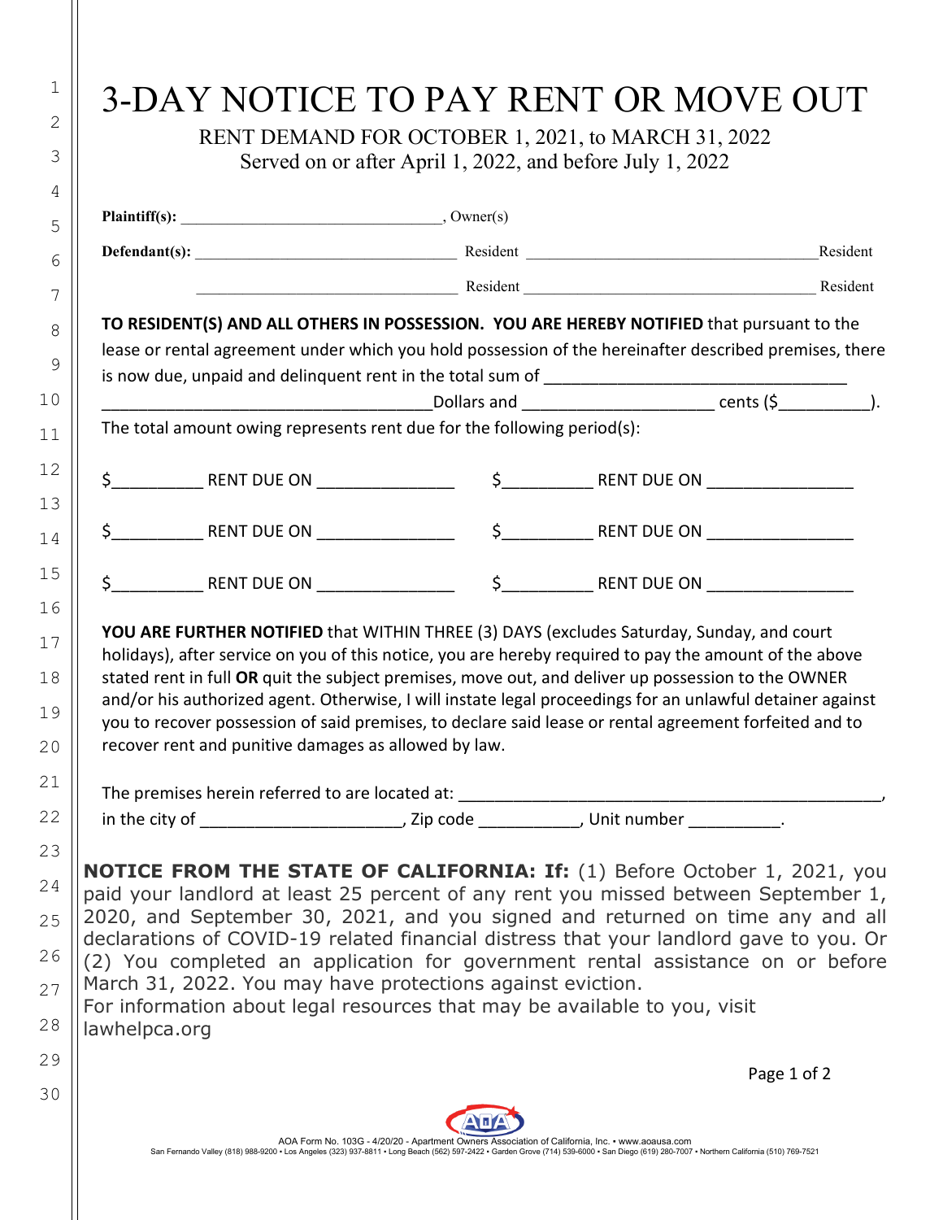# 3-DAY NOTICE TO PAY RENT OR MOVE OUT

RENT DEMAND FOR OCTOBER 1, 2021, to MARCH 31, 2022
Served on or after April 1, 2022, and before July 1, 2022

**Plaintiff(s):** ________________________________, Owner(s)

**Defendant(s):** ________________________________ Resident ____________________________________Resident

________________________________ Resident ____________________________________ Resident

**TO RESIDENT(S) AND ALL OTHERS IN POSSESSION. YOU ARE HEREBY NOTIFIED** that pursuant to the lease or rental agreement under which you hold possession of the hereinafter described premises, there is now due, unpaid and delinquent rent in the total sum of ________________________________ ____________________________________Dollars and ____________________ cents ($__________).

The total amount owing represents rent due for the following period(s):

$__________ RENT DUE ON _______________ $__________ RENT DUE ON ________________

$__________ RENT DUE ON _______________ $__________ RENT DUE ON ________________

$__________ RENT DUE ON _______________ $__________ RENT DUE ON ________________

**YOU ARE FURTHER NOTIFIED** that WITHIN THREE (3) DAYS (excludes Saturday, Sunday, and court holidays), after service on you of this notice, you are hereby required to pay the amount of the above stated rent in full **OR** quit the subject premises, move out, and deliver up possession to the OWNER and/or his authorized agent. Otherwise, I will instate legal proceedings for an unlawful detainer against you to recover possession of said premises, to declare said lease or rental agreement forfeited and to recover rent and punitive damages as allowed by law.

The premises herein referred to are located at: _______________________________________________, in the city of _____________________, Zip code ___________, Unit number __________.

**NOTICE FROM THE STATE OF CALIFORNIA: If:** (1) Before October 1, 2021, you paid your landlord at least 25 percent of any rent you missed between September 1, 2020, and September 30, 2021, and you signed and returned on time any and all declarations of COVID-19 related financial distress that your landlord gave to you. Or (2) You completed an application for government rental assistance on or before March 31, 2022. You may have protections against eviction.
For information about legal resources that may be available to you, visit lawhelpca.org

AOA Form No. 103G - 4/20/20 - Apartment Owners Association of California, Inc. • www.aoausa.com
San Fernando Valley (818) 988-9200 • Los Angeles (323) 937-8811 • Long Beach (562) 597-2422 • Garden Grove (714) 539-6000 • San Diego (619) 280-7007 • Northern California (510) 769-7521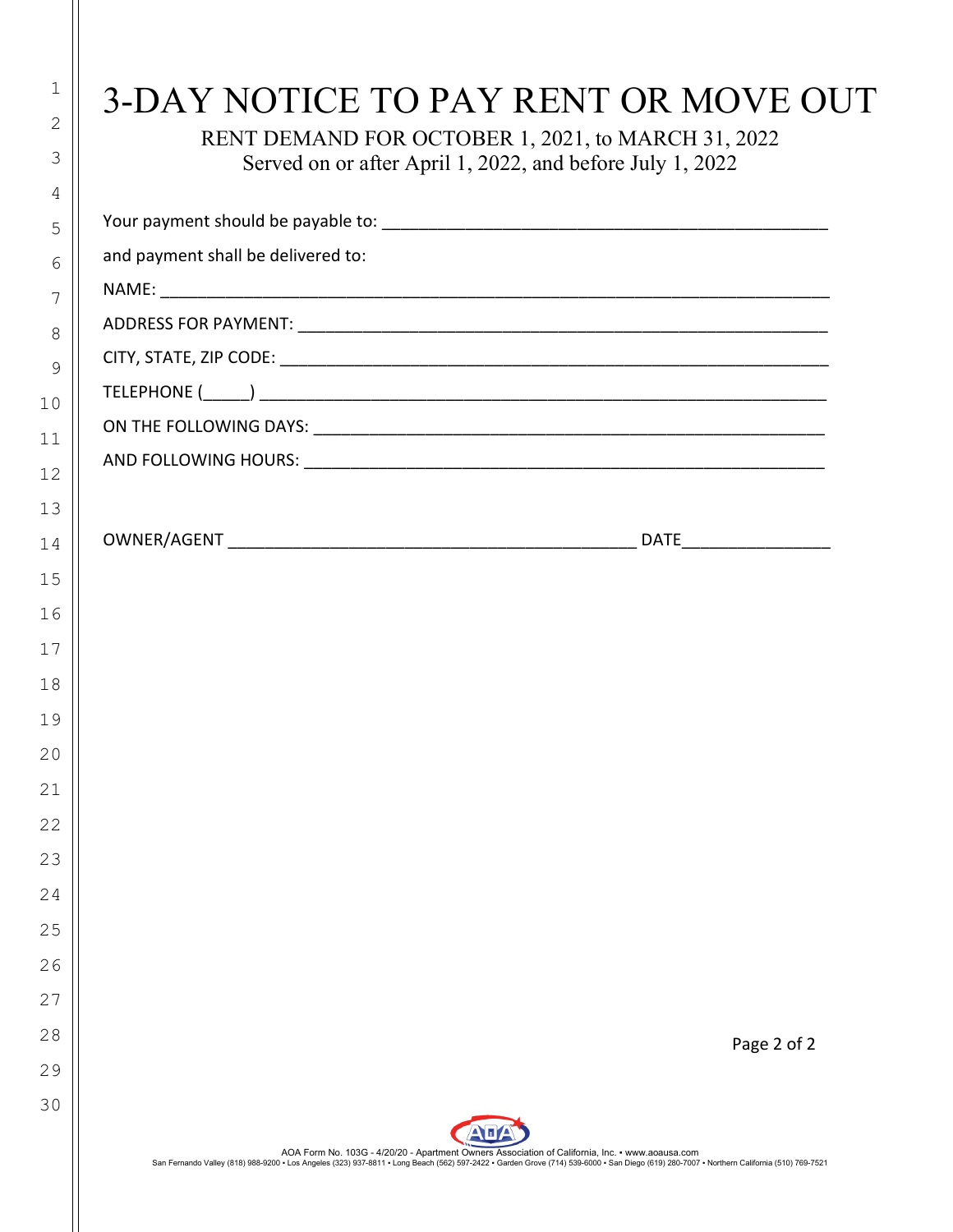# 3-DAY NOTICE TO PAY RENT OR MOVE OUT

RENT DEMAND FOR OCTOBER 1, 2021, to MARCH 31, 2022
Served on or after April 1, 2022, and before July 1, 2022

Your payment should be payable to: ___________________________________________________

and payment shall be delivered to:

NAME: ___________________________________________________________________________

ADDRESS FOR PAYMENT: _____________________________________________________________

CITY, STATE, ZIP CODE: ______________________________________________________________

TELEPHONE (_____) __________________________________________________________________

ON THE FOLLOWING DAYS: ____________________________________________________________

AND FOLLOWING HOURS: _____________________________________________________________

OWNER/AGENT ______________________________________________ DATE________________

AOA Form No. 103G - 4/20/20 - Apartment Owners Association of California, Inc. • www.aoausa.com
San Fernando Valley (818) 988-9200 • Los Angeles (323) 937-8811 • Long Beach (562) 597-2422 • Garden Grove (714) 539-6000 • San Diego (619) 280-7007 • Northern California (510) 769-7521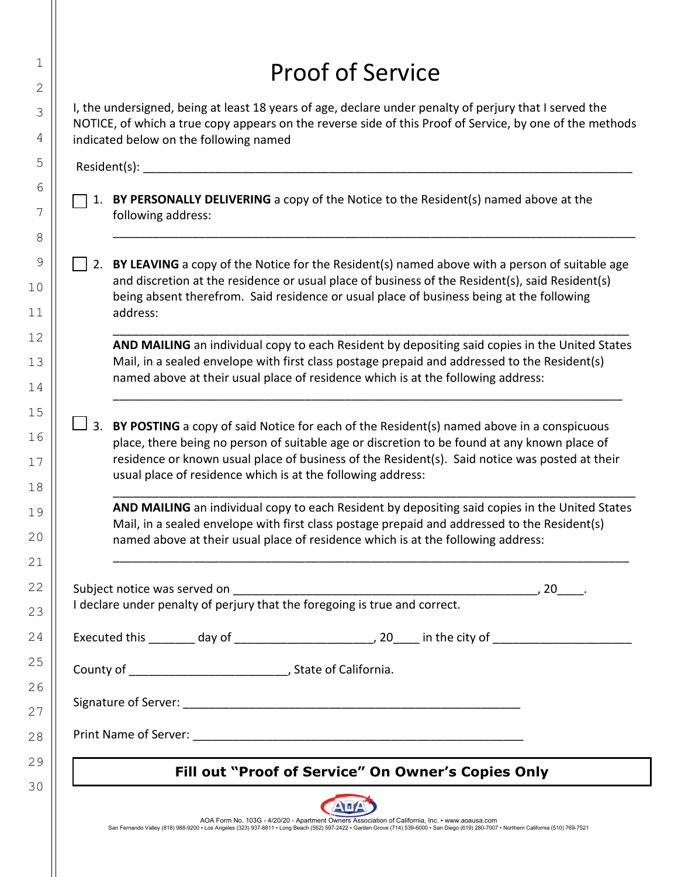# Proof of Service

I, the undersigned, being at least 18 years of age, declare under penalty of perjury that I served the NOTICE, of which a true copy appears on the reverse side of this Proof of Service, by one of the methods indicated below on the following named

Resident(s): ___________________________________________________________________________

☐ 1. **BY PERSONALLY DELIVERING** a copy of the Notice to the Resident(s) named above at the following address:

_________________________________________________________________________________

☐ 2. **BY LEAVING** a copy of the Notice for the Resident(s) named above with a person of suitable age and discretion at the residence or usual place of business of the Resident(s), said Resident(s) being absent therefrom. Said residence or usual place of business being at the following address:

_________________________________________________________________________________

**AND MAILING** an individual copy to each Resident by depositing said copies in the United States Mail, in a sealed envelope with first class postage prepaid and addressed to the Resident(s) named above at their usual place of residence which is at the following address:

_________________________________________________________________________________

☐ 3. **BY POSTING** a copy of said Notice for each of the Resident(s) named above in a conspicuous place, there being no person of suitable age or discretion to be found at any known place of residence or known usual place of business of the Resident(s). Said notice was posted at their usual place of residence which is at the following address:

_________________________________________________________________________________

**AND MAILING** an individual copy to each Resident by depositing said copies in the United States Mail, in a sealed envelope with first class postage prepaid and addressed to the Resident(s) named above at their usual place of residence which is at the following address:

_________________________________________________________________________________

Subject notice was served on _______________________________________________, 20____.
I declare under penalty of perjury that the foregoing is true and correct.

Executed this _______ day of ____________________, 20____ in the city of ____________________

County of _______________________, State of California.

Signature of Server: ___________________________________________________

Print Name of Server: __________________________________________________

**Fill out "Proof of Service" On Owner's Copies Only**

AOA Form No. 103G - 4/20/20 - Apartment Owners Association of California, Inc. • www.aoausa.com
San Fernando Valley (818) 988-9200 • Los Angeles (323) 937-8811 • Long Beach (562) 597-2422 • Garden Grove (714) 539-6000 • San Diego (619) 280-7007 • Northern California (510) 769-7521